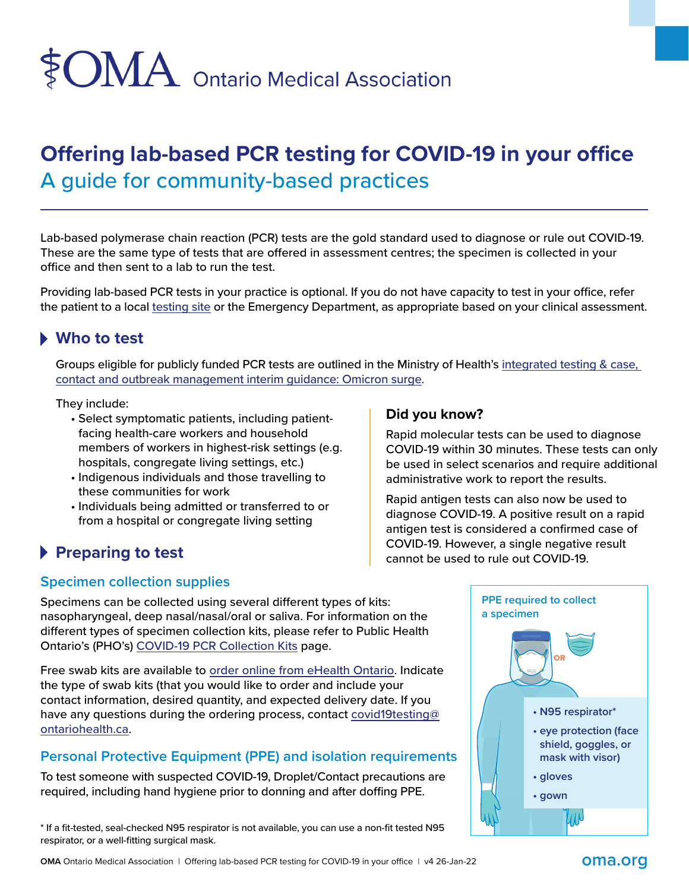# OMA Ontario Medical Association

# Offering lab-based PCR testing for COVID-19 in your office

## A guide for community-based practices

Lab-based polymerase chain reaction (PCR) tests are the gold standard used to diagnose or rule out COVID-19. These are the same type of tests that are offered in assessment centres; the specimen is collected in your office and then sent to a lab to run the test.

Providing lab-based PCR tests in your practice is optional. If you do not have capacity to test in your office, refer the patient to a local testing site or the Emergency Department, as appropriate based on your clinical assessment.

## Who to test

Groups eligible for publicly funded PCR tests are outlined in the Ministry of Health's integrated testing & case, contact and outbreak management interim guidance: Omicron surge.

They include:

- Select symptomatic patients, including patient-facing health-care workers and household members of workers in highest-risk settings (e.g. hospitals, congregate living settings, etc.)
- Indigenous individuals and those travelling to these communities for work
- Individuals being admitted or transferred to or from a hospital or congregate living setting

### Did you know?

Rapid molecular tests can be used to diagnose COVID-19 within 30 minutes. These tests can only be used in select scenarios and require additional administrative work to report the results.

Rapid antigen tests can also now be used to diagnose COVID-19. A positive result on a rapid antigen test is considered a confirmed case of COVID-19. However, a single negative result cannot be used to rule out COVID-19.

## Preparing to test

### Specimen collection supplies

Specimens can be collected using several different types of kits: nasopharyngeal, deep nasal/nasal/oral or saliva. For information on the different types of specimen collection kits, please refer to Public Health Ontario's (PHO's) COVID-19 PCR Collection Kits page.

Free swab kits are available to order online from eHealth Ontario. Indicate the type of swab kits (that you would like to order and include your contact information, desired quantity, and expected delivery date. If you have any questions during the ordering process, contact covid19testing@ontariohealth.ca.

### Personal Protective Equipment (PPE) and isolation requirements

To test someone with suspected COVID-19, Droplet/Contact precautions are required, including hand hygiene prior to donning and after doffing PPE.

**PPE required to collect a specimen**

- N95 respirator*
- eye protection (face shield, goggles, or mask with visor)
- gloves
- gown

\* If a fit-tested, seal-checked N95 respirator is not available, you can use a non-fit tested N95 respirator, or a well-fitting surgical mask.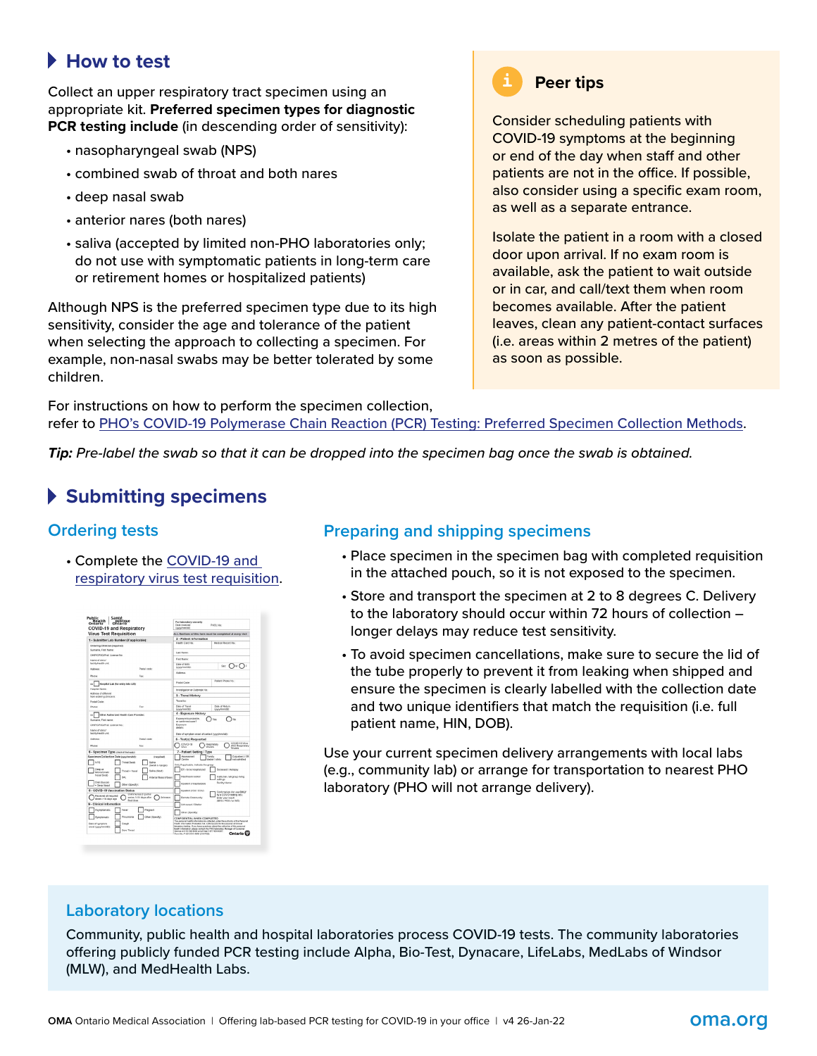## How to test

Collect an upper respiratory tract specimen using an appropriate kit. **Preferred specimen types for diagnostic PCR testing include** (in descending order of sensitivity):

- nasopharyngeal swab (NPS)
- combined swab of throat and both nares
- deep nasal swab
- anterior nares (both nares)
- saliva (accepted by limited non-PHO laboratories only; do not use with symptomatic patients in long-term care or retirement homes or hospitalized patients)

Although NPS is the preferred specimen type due to its high sensitivity, consider the age and tolerance of the patient when selecting the approach to collecting a specimen. For example, non-nasal swabs may be better tolerated by some children.

### Peer tips

Consider scheduling patients with COVID-19 symptoms at the beginning or end of the day when staff and other patients are not in the office. If possible, also consider using a specific exam room, as well as a separate entrance.

Isolate the patient in a room with a closed door upon arrival. If no exam room is available, ask the patient to wait outside or in car, and call/text them when room becomes available. After the patient leaves, clean any patient-contact surfaces (i.e. areas within 2 metres of the patient) as soon as possible.

For instructions on how to perform the specimen collection, refer to PHO's COVID-19 Polymerase Chain Reaction (PCR) Testing: Preferred Specimen Collection Methods.

***Tip:*** *Pre-label the swab so that it can be dropped into the specimen bag once the swab is obtained.*

## Submitting specimens

### Ordering tests

- Complete the COVID-19 and respiratory virus test requisition.

### Preparing and shipping specimens

- Place specimen in the specimen bag with completed requisition in the attached pouch, so it is not exposed to the specimen.
- Store and transport the specimen at 2 to 8 degrees C. Delivery to the laboratory should occur within 72 hours of collection – longer delays may reduce test sensitivity.
- To avoid specimen cancellations, make sure to secure the lid of the tube properly to prevent it from leaking when shipped and ensure the specimen is clearly labelled with the collection date and two unique identifiers that match the requisition (i.e. full patient name, HIN, DOB).

Use your current specimen delivery arrangements with local labs (e.g., community lab) or arrange for transportation to nearest PHO laboratory (PHO will not arrange delivery).

### Laboratory locations

Community, public health and hospital laboratories process COVID-19 tests. The community laboratories offering publicly funded PCR testing include Alpha, Bio-Test, Dynacare, LifeLabs, MedLabs of Windsor (MLW), and MedHealth Labs.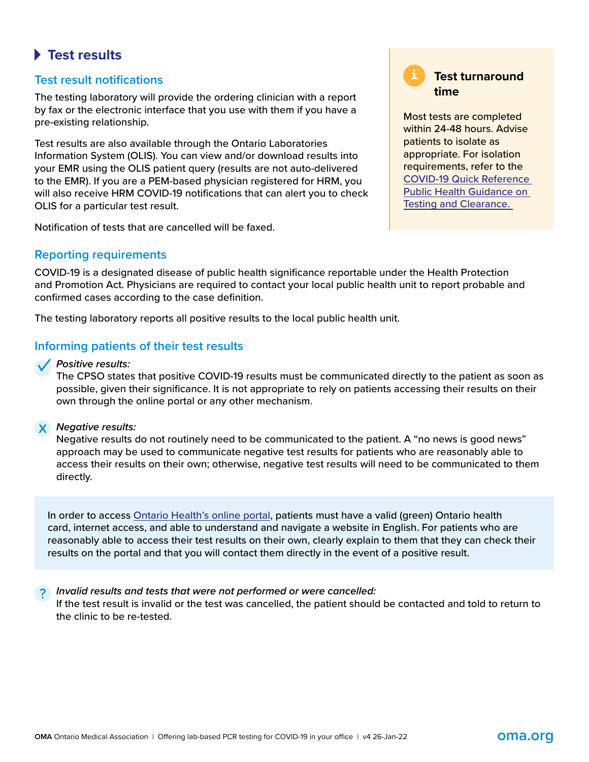## Test results

### Test result notifications

The testing laboratory will provide the ordering clinician with a report by fax or the electronic interface that you use with them if you have a pre-existing relationship.

Test results are also available through the Ontario Laboratories Information System (OLIS). You can view and/or download results into your EMR using the OLIS patient query (results are not auto-delivered to the EMR). If you are a PEM-based physician registered for HRM, you will also receive HRM COVID-19 notifications that can alert you to check OLIS for a particular test result.

Notification of tests that are cancelled will be faxed.

> **Test turnaround time**
>
> Most tests are completed within 24-48 hours. Advise patients to isolate as appropriate. For isolation requirements, refer to the COVID-19 Quick Reference Public Health Guidance on Testing and Clearance.

### Reporting requirements

COVID-19 is a designated disease of public health significance reportable under the Health Protection and Promotion Act. Physicians are required to contact your local public health unit to report probable and confirmed cases according to the case definition.

The testing laboratory reports all positive results to the local public health unit.

### Informing patients of their test results

*Positive results:*
The CPSO states that positive COVID-19 results must be communicated directly to the patient as soon as possible, given their significance. It is not appropriate to rely on patients accessing their results on their own through the online portal or any other mechanism.

*Negative results:*
Negative results do not routinely need to be communicated to the patient. A "no news is good news" approach may be used to communicate negative test results for patients who are reasonably able to access their results on their own; otherwise, negative test results will need to be communicated to them directly.

> In order to access Ontario Health's online portal, patients must have a valid (green) Ontario health card, internet access, and able to understand and navigate a website in English. For patients who are reasonably able to access their test results on their own, clearly explain to them that they can check their results on the portal and that you will contact them directly in the event of a positive result.

*Invalid results and tests that were not performed or were cancelled:*
If the test result is invalid or the test was cancelled, the patient should be contacted and told to return to the clinic to be re-tested.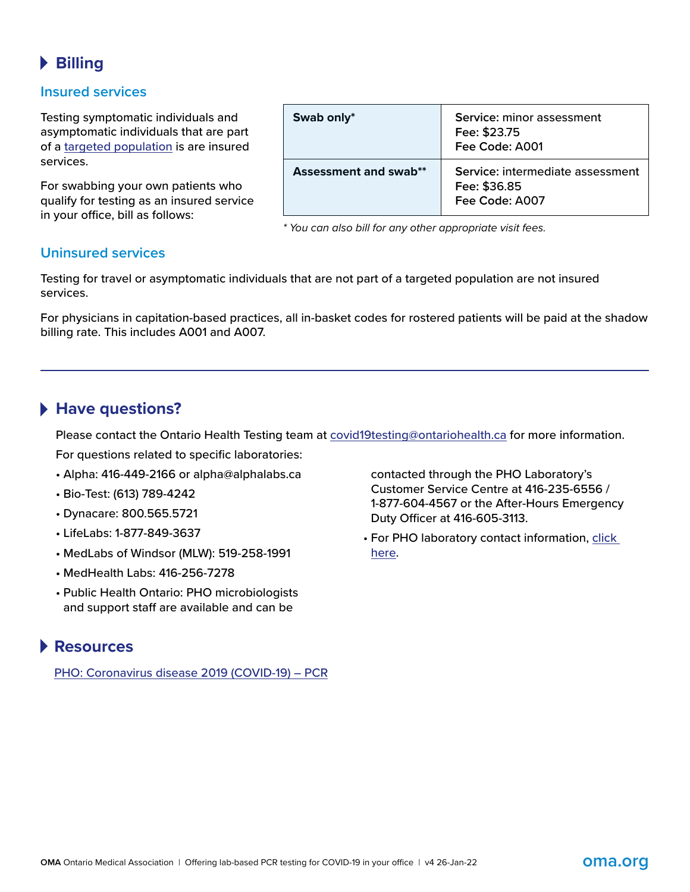## Billing

### Insured services

Testing symptomatic individuals and asymptomatic individuals that are part of a targeted population is are insured services.

For swabbing your own patients who qualify for testing as an insured service in your office, bill as follows:

| | |
|---|---|
| **Swab only*** | **Service:** minor assessment<br>**Fee:** $23.75<br>**Fee Code:** A001 |
| **Assessment and swab**** | **Service:** intermediate assessment<br>**Fee:** $36.85<br>**Fee Code:** A007 |

*\* You can also bill for any other appropriate visit fees.*

### Uninsured services

Testing for travel or asymptomatic individuals that are not part of a targeted population are not insured services.

For physicians in capitation-based practices, all in-basket codes for rostered patients will be paid at the shadow billing rate. This includes A001 and A007.

---

## Have questions?

Please contact the Ontario Health Testing team at covid19testing@ontariohealth.ca for more information.

For questions related to specific laboratories:

- Alpha: 416-449-2166 or alpha@alphalabs.ca
- Bio-Test: (613) 789-4242
- Dynacare: 800.565.5721
- LifeLabs: 1-877-849-3637
- MedLabs of Windsor (MLW): 519-258-1991
- MedHealth Labs: 416-256-7278
- Public Health Ontario: PHO microbiologists and support staff are available and can be contacted through the PHO Laboratory's Customer Service Centre at 416-235-6556 / 1-877-604-4567 or the After-Hours Emergency Duty Officer at 416-605-3113.
- For PHO laboratory contact information, click here.

## Resources

PHO: Coronavirus disease 2019 (COVID-19) – PCR